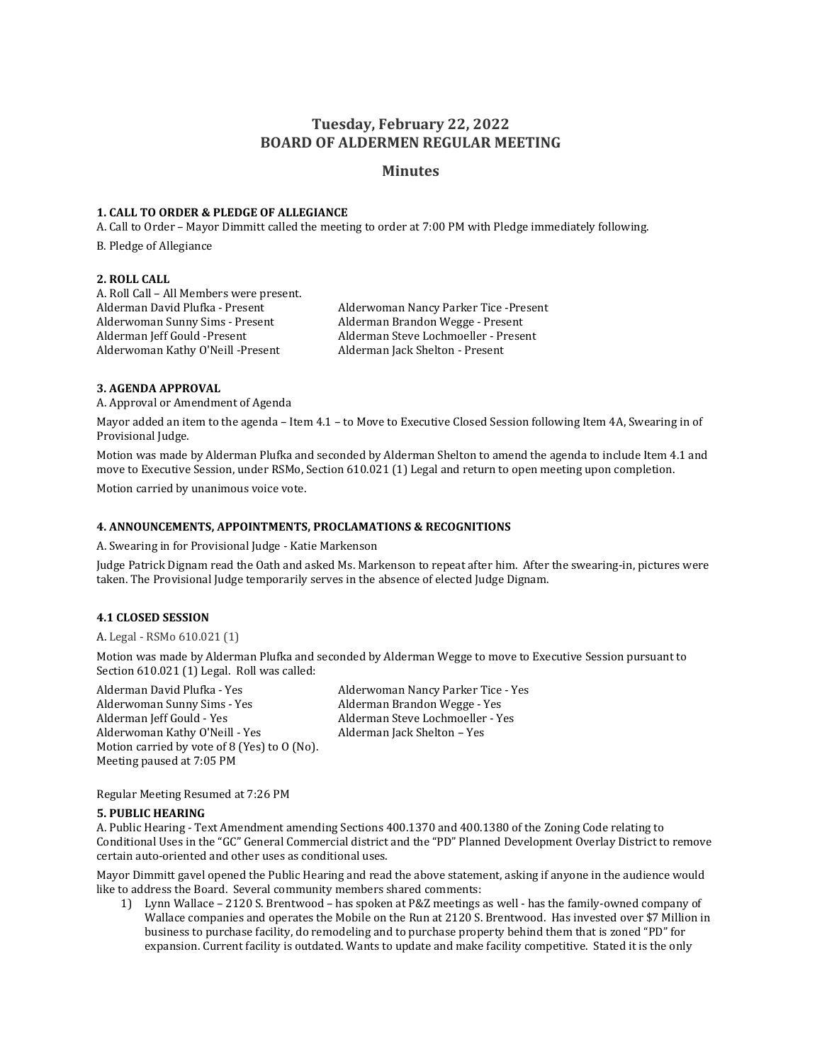# Tuesday, February 22, 2022
# BOARD OF ALDERMEN REGULAR MEETING

## Minutes

### 1. CALL TO ORDER & PLEDGE OF ALLEGIANCE

A. Call to Order – Mayor Dimmitt called the meeting to order at 7:00 PM with Pledge immediately following.

B. Pledge of Allegiance

### 2. ROLL CALL

A. Roll Call – All Members were present.

Alderman David Plufka - Present
Alderwoman Sunny Sims - Present
Alderman Jeff Gould -Present
Alderwoman Kathy O'Neill -Present
Alderwoman Nancy Parker Tice -Present
Alderman Brandon Wegge - Present
Alderman Steve Lochmoeller - Present
Alderman Jack Shelton - Present

### 3. AGENDA APPROVAL

A. Approval or Amendment of Agenda

Mayor added an item to the agenda – Item 4.1 – to Move to Executive Closed Session following Item 4A, Swearing in of Provisional Judge.

Motion was made by Alderman Plufka and seconded by Alderman Shelton to amend the agenda to include Item 4.1 and move to Executive Session, under RSMo, Section 610.021 (1) Legal and return to open meeting upon completion.

Motion carried by unanimous voice vote.

### 4. ANNOUNCEMENTS, APPOINTMENTS, PROCLAMATIONS & RECOGNITIONS

A. Swearing in for Provisional Judge - Katie Markenson

Judge Patrick Dignam read the Oath and asked Ms. Markenson to repeat after him. After the swearing-in, pictures were taken. The Provisional Judge temporarily serves in the absence of elected Judge Dignam.

### 4.1 CLOSED SESSION

A. Legal - RSMo 610.021 (1)

Motion was made by Alderman Plufka and seconded by Alderman Wegge to move to Executive Session pursuant to Section 610.021 (1) Legal. Roll was called:

Alderman David Plufka - Yes
Alderwoman Sunny Sims - Yes
Alderman Jeff Gould - Yes
Alderwoman Kathy O'Neill - Yes
Alderwoman Nancy Parker Tice - Yes
Alderman Brandon Wegge - Yes
Alderman Steve Lochmoeller - Yes
Alderman Jack Shelton – Yes

Motion carried by vote of 8 (Yes) to O (No).
Meeting paused at 7:05 PM

Regular Meeting Resumed at 7:26 PM

### 5. PUBLIC HEARING

A. Public Hearing - Text Amendment amending Sections 400.1370 and 400.1380 of the Zoning Code relating to Conditional Uses in the "GC" General Commercial district and the "PD" Planned Development Overlay District to remove certain auto-oriented and other uses as conditional uses.

Mayor Dimmitt gavel opened the Public Hearing and read the above statement, asking if anyone in the audience would like to address the Board. Several community members shared comments:

1) Lynn Wallace – 2120 S. Brentwood – has spoken at P&Z meetings as well - has the family-owned company of Wallace companies and operates the Mobile on the Run at 2120 S. Brentwood. Has invested over $7 Million in business to purchase facility, do remodeling and to purchase property behind them that is zoned "PD" for expansion. Current facility is outdated. Wants to update and make facility competitive. Stated it is the only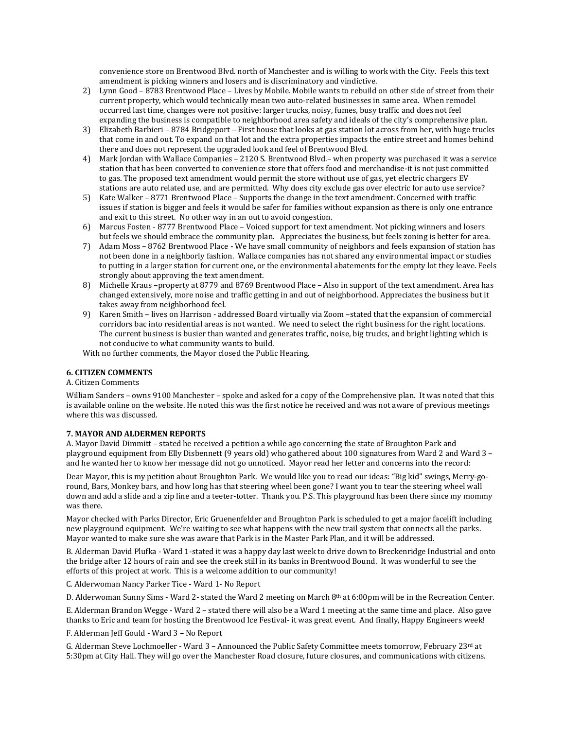convenience store on Brentwood Blvd. north of Manchester and is willing to work with the City. Feels this text amendment is picking winners and losers and is discriminatory and vindictive.

2) Lynn Good – 8783 Brentwood Place – Lives by Mobile. Mobile wants to rebuild on other side of street from their current property, which would technically mean two auto-related businesses in same area. When remodel occurred last time, changes were not positive: larger trucks, noisy, fumes, busy traffic and does not feel expanding the business is compatible to neighborhood area safety and ideals of the city's comprehensive plan.
3) Elizabeth Barbieri – 8784 Bridgeport – First house that looks at gas station lot across from her, with huge trucks that come in and out. To expand on that lot and the extra properties impacts the entire street and homes behind there and does not represent the upgraded look and feel of Brentwood Blvd.
4) Mark Jordan with Wallace Companies – 2120 S. Brentwood Blvd.– when property was purchased it was a service station that has been converted to convenience store that offers food and merchandise-it is not just committed to gas. The proposed text amendment would permit the store without use of gas, yet electric chargers EV stations are auto related use, and are permitted. Why does city exclude gas over electric for auto use service?
5) Kate Walker – 8771 Brentwood Place – Supports the change in the text amendment. Concerned with traffic issues if station is bigger and feels it would be safer for families without expansion as there is only one entrance and exit to this street. No other way in an out to avoid congestion.
6) Marcus Fosten - 8777 Brentwood Place – Voiced support for text amendment. Not picking winners and losers but feels we should embrace the community plan. Appreciates the business, but feels zoning is better for area.
7) Adam Moss – 8762 Brentwood Place - We have small community of neighbors and feels expansion of station has not been done in a neighborly fashion. Wallace companies has not shared any environmental impact or studies to putting in a larger station for current one, or the environmental abatements for the empty lot they leave. Feels strongly about approving the text amendment.
8) Michelle Kraus –property at 8779 and 8769 Brentwood Place – Also in support of the text amendment. Area has changed extensively, more noise and traffic getting in and out of neighborhood. Appreciates the business but it takes away from neighborhood feel.
9) Karen Smith – lives on Harrison - addressed Board virtually via Zoom –stated that the expansion of commercial corridors bac into residential areas is not wanted. We need to select the right business for the right locations. The current business is busier than wanted and generates traffic, noise, big trucks, and bright lighting which is not conducive to what community wants to build.

With no further comments, the Mayor closed the Public Hearing.

**6. CITIZEN COMMENTS**

A. Citizen Comments

William Sanders – owns 9100 Manchester – spoke and asked for a copy of the Comprehensive plan. It was noted that this is available online on the website. He noted this was the first notice he received and was not aware of previous meetings where this was discussed.

**7. MAYOR AND ALDERMEN REPORTS**

A. Mayor David Dimmitt – stated he received a petition a while ago concerning the state of Broughton Park and playground equipment from Elly Disbennett (9 years old) who gathered about 100 signatures from Ward 2 and Ward 3 – and he wanted her to know her message did not go unnoticed. Mayor read her letter and concerns into the record:

Dear Mayor, this is my petition about Broughton Park. We would like you to read our ideas: "Big kid" swings, Merry-go-round, Bars, Monkey bars, and how long has that steering wheel been gone? I want you to tear the steering wheel wall down and add a slide and a zip line and a teeter-totter. Thank you. P.S. This playground has been there since my mommy was there.

Mayor checked with Parks Director, Eric Gruenenfelder and Broughton Park is scheduled to get a major facelift including new playground equipment. We're waiting to see what happens with the new trail system that connects all the parks. Mayor wanted to make sure she was aware that Park is in the Master Park Plan, and it will be addressed.

B. Alderman David Plufka - Ward 1-stated it was a happy day last week to drive down to Breckenridge Industrial and onto the bridge after 12 hours of rain and see the creek still in its banks in Brentwood Bound. It was wonderful to see the efforts of this project at work. This is a welcome addition to our community!

C. Alderwoman Nancy Parker Tice - Ward 1- No Report

D. Alderwoman Sunny Sims - Ward 2- stated the Ward 2 meeting on March 8th at 6:00pm will be in the Recreation Center.

E. Alderman Brandon Wegge - Ward 2 – stated there will also be a Ward 1 meeting at the same time and place. Also gave thanks to Eric and team for hosting the Brentwood Ice Festival- it was great event. And finally, Happy Engineers week!

F. Alderman Jeff Gould - Ward 3 – No Report

G. Alderman Steve Lochmoeller - Ward 3 – Announced the Public Safety Committee meets tomorrow, February 23rd at 5:30pm at City Hall. They will go over the Manchester Road closure, future closures, and communications with citizens.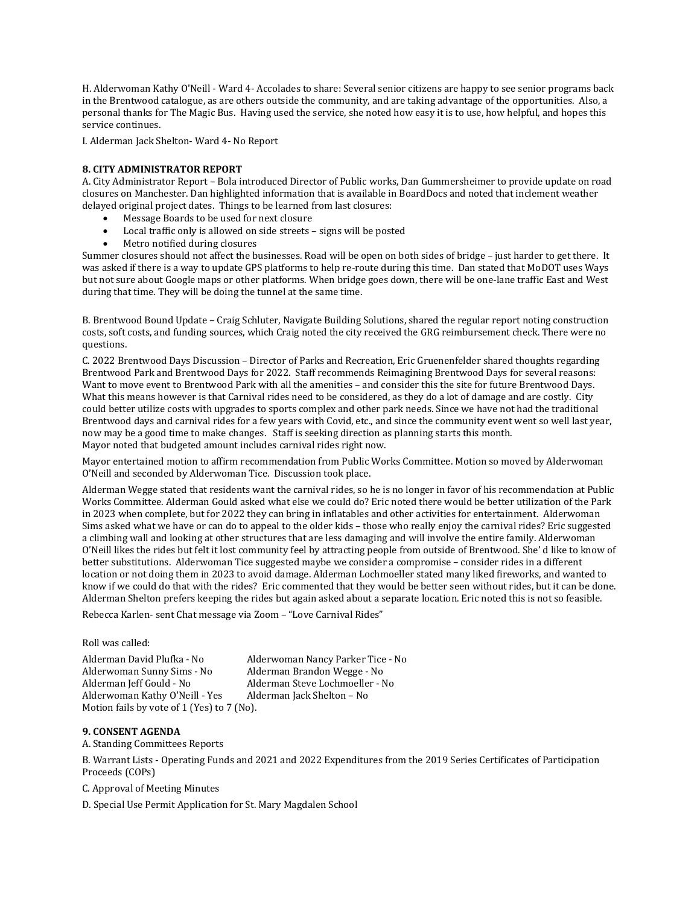H. Alderwoman Kathy O'Neill - Ward 4- Accolades to share: Several senior citizens are happy to see senior programs back in the Brentwood catalogue, as are others outside the community, and are taking advantage of the opportunities. Also, a personal thanks for The Magic Bus. Having used the service, she noted how easy it is to use, how helpful, and hopes this service continues.

I. Alderman Jack Shelton- Ward 4- No Report

**8. CITY ADMINISTRATOR REPORT**

A. City Administrator Report – Bola introduced Director of Public works, Dan Gummersheimer to provide update on road closures on Manchester. Dan highlighted information that is available in BoardDocs and noted that inclement weather delayed original project dates. Things to be learned from last closures:

- Message Boards to be used for next closure
- Local traffic only is allowed on side streets – signs will be posted
- Metro notified during closures

Summer closures should not affect the businesses. Road will be open on both sides of bridge – just harder to get there. It was asked if there is a way to update GPS platforms to help re-route during this time. Dan stated that MoDOT uses Ways but not sure about Google maps or other platforms. When bridge goes down, there will be one-lane traffic East and West during that time. They will be doing the tunnel at the same time.

B. Brentwood Bound Update – Craig Schluter, Navigate Building Solutions, shared the regular report noting construction costs, soft costs, and funding sources, which Craig noted the city received the GRG reimbursement check. There were no questions.

C. 2022 Brentwood Days Discussion – Director of Parks and Recreation, Eric Gruenenfelder shared thoughts regarding Brentwood Park and Brentwood Days for 2022. Staff recommends Reimagining Brentwood Days for several reasons: Want to move event to Brentwood Park with all the amenities – and consider this the site for future Brentwood Days. What this means however is that Carnival rides need to be considered, as they do a lot of damage and are costly. City could better utilize costs with upgrades to sports complex and other park needs. Since we have not had the traditional Brentwood days and carnival rides for a few years with Covid, etc., and since the community event went so well last year, now may be a good time to make changes. Staff is seeking direction as planning starts this month.
Mayor noted that budgeted amount includes carnival rides right now.

Mayor entertained motion to affirm recommendation from Public Works Committee. Motion so moved by Alderwoman O'Neill and seconded by Alderwoman Tice. Discussion took place.

Alderman Wegge stated that residents want the carnival rides, so he is no longer in favor of his recommendation at Public Works Committee. Alderman Gould asked what else we could do? Eric noted there would be better utilization of the Park in 2023 when complete, but for 2022 they can bring in inflatables and other activities for entertainment. Alderwoman Sims asked what we have or can do to appeal to the older kids – those who really enjoy the carnival rides? Eric suggested a climbing wall and looking at other structures that are less damaging and will involve the entire family. Alderwoman O'Neill likes the rides but felt it lost community feel by attracting people from outside of Brentwood. She' d like to know of better substitutions. Alderwoman Tice suggested maybe we consider a compromise – consider rides in a different location or not doing them in 2023 to avoid damage. Alderman Lochmoeller stated many liked fireworks, and wanted to know if we could do that with the rides? Eric commented that they would be better seen without rides, but it can be done. Alderman Shelton prefers keeping the rides but again asked about a separate location. Eric noted this is not so feasible.

Rebecca Karlen- sent Chat message via Zoom – "Love Carnival Rides"

Roll was called:

Alderman David Plufka - No　　Alderwoman Nancy Parker Tice - No
Alderwoman Sunny Sims - No　　Alderman Brandon Wegge - No
Alderman Jeff Gould - No　　Alderman Steve Lochmoeller - No
Alderwoman Kathy O'Neill - Yes　　Alderman Jack Shelton – No
Motion fails by vote of 1 (Yes) to 7 (No).

**9. CONSENT AGENDA**

A. Standing Committees Reports

B. Warrant Lists - Operating Funds and 2021 and 2022 Expenditures from the 2019 Series Certificates of Participation Proceeds (COPs)

C. Approval of Meeting Minutes

D. Special Use Permit Application for St. Mary Magdalen School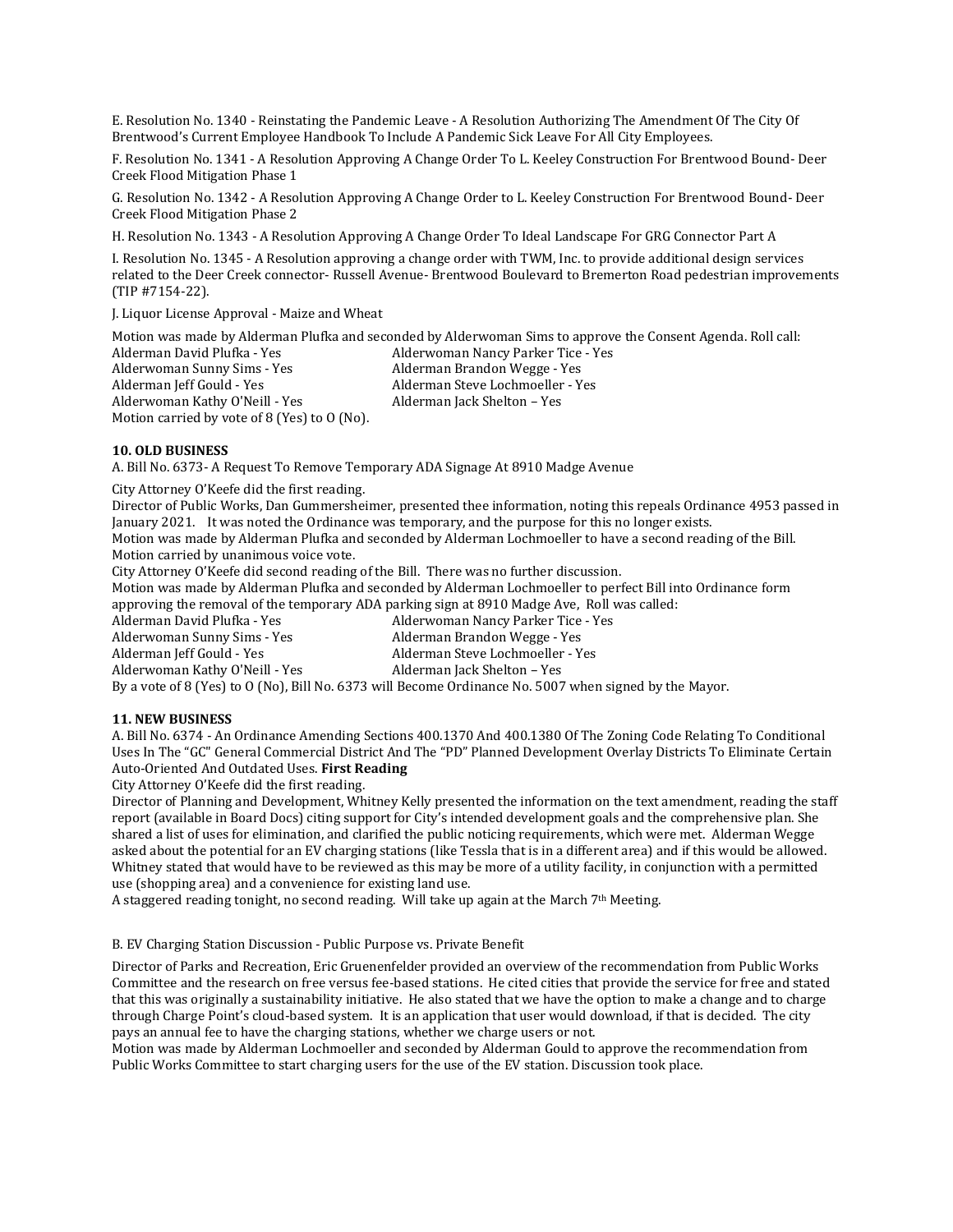E. Resolution No. 1340 - Reinstating the Pandemic Leave - A Resolution Authorizing The Amendment Of The City Of Brentwood's Current Employee Handbook To Include A Pandemic Sick Leave For All City Employees.

F. Resolution No. 1341 - A Resolution Approving A Change Order To L. Keeley Construction For Brentwood Bound- Deer Creek Flood Mitigation Phase 1

G. Resolution No. 1342 - A Resolution Approving A Change Order to L. Keeley Construction For Brentwood Bound- Deer Creek Flood Mitigation Phase 2

H. Resolution No. 1343 - A Resolution Approving A Change Order To Ideal Landscape For GRG Connector Part A

I. Resolution No. 1345 - A Resolution approving a change order with TWM, Inc. to provide additional design services related to the Deer Creek connector- Russell Avenue- Brentwood Boulevard to Bremerton Road pedestrian improvements (TIP #7154-22).

J. Liquor License Approval - Maize and Wheat

Motion was made by Alderman Plufka and seconded by Alderwoman Sims to approve the Consent Agenda. Roll call:
Alderman David Plufka - Yes
Alderwoman Nancy Parker Tice - Yes
Alderwoman Sunny Sims - Yes
Alderman Brandon Wegge - Yes
Alderman Jeff Gould - Yes
Alderman Steve Lochmoeller - Yes
Alderwoman Kathy O'Neill - Yes
Alderman Jack Shelton – Yes
Motion carried by vote of 8 (Yes) to 0 (No).

**10. OLD BUSINESS**

A. Bill No. 6373- A Request To Remove Temporary ADA Signage At 8910 Madge Avenue

City Attorney O'Keefe did the first reading.
Director of Public Works, Dan Gummersheimer, presented thee information, noting this repeals Ordinance 4953 passed in January 2021. It was noted the Ordinance was temporary, and the purpose for this no longer exists.
Motion was made by Alderman Plufka and seconded by Alderman Lochmoeller to have a second reading of the Bill. Motion carried by unanimous voice vote.
City Attorney O'Keefe did second reading of the Bill. There was no further discussion.
Motion was made by Alderman Plufka and seconded by Alderman Lochmoeller to perfect Bill into Ordinance form approving the removal of the temporary ADA parking sign at 8910 Madge Ave, Roll was called:
Alderman David Plufka - Yes
Alderwoman Nancy Parker Tice - Yes
Alderwoman Sunny Sims - Yes
Alderman Brandon Wegge - Yes
Alderman Jeff Gould - Yes
Alderman Steve Lochmoeller - Yes
Alderwoman Kathy O'Neill - Yes
Alderman Jack Shelton – Yes
By a vote of 8 (Yes) to 0 (No), Bill No. 6373 will Become Ordinance No. 5007 when signed by the Mayor.

**11. NEW BUSINESS**

A. Bill No. 6374 - An Ordinance Amending Sections 400.1370 And 400.1380 Of The Zoning Code Relating To Conditional Uses In The "GC" General Commercial District And The "PD" Planned Development Overlay Districts To Eliminate Certain Auto-Oriented And Outdated Uses. **First Reading**
City Attorney O'Keefe did the first reading.
Director of Planning and Development, Whitney Kelly presented the information on the text amendment, reading the staff report (available in Board Docs) citing support for City's intended development goals and the comprehensive plan. She shared a list of uses for elimination, and clarified the public noticing requirements, which were met. Alderman Wegge asked about the potential for an EV charging stations (like Tessla that is in a different area) and if this would be allowed. Whitney stated that would have to be reviewed as this may be more of a utility facility, in conjunction with a permitted use (shopping area) and a convenience for existing land use.
A staggered reading tonight, no second reading. Will take up again at the March 7th Meeting.

B. EV Charging Station Discussion - Public Purpose vs. Private Benefit

Director of Parks and Recreation, Eric Gruenenfelder provided an overview of the recommendation from Public Works Committee and the research on free versus fee-based stations. He cited cities that provide the service for free and stated that this was originally a sustainability initiative. He also stated that we have the option to make a change and to charge through Charge Point's cloud-based system. It is an application that user would download, if that is decided. The city pays an annual fee to have the charging stations, whether we charge users or not.
Motion was made by Alderman Lochmoeller and seconded by Alderman Gould to approve the recommendation from Public Works Committee to start charging users for the use of the EV station. Discussion took place.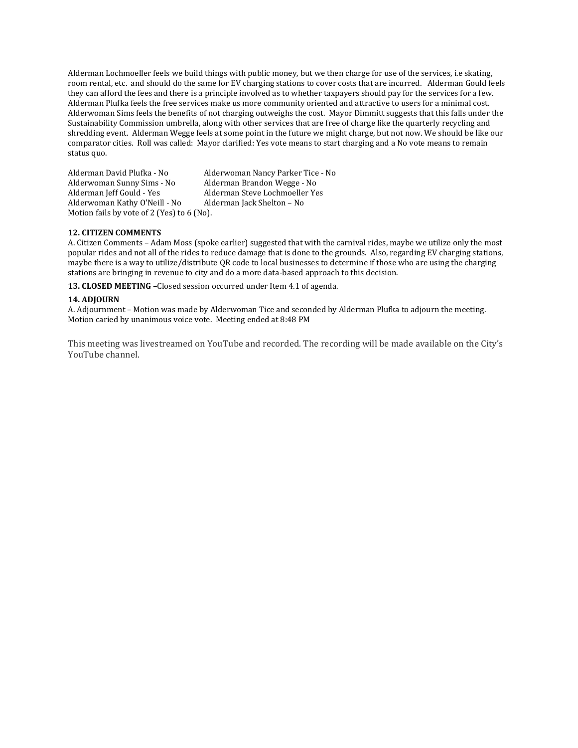Alderman Lochmoeller feels we build things with public money, but we then charge for use of the services, i.e skating, room rental, etc. and should do the same for EV charging stations to cover costs that are incurred. Alderman Gould feels they can afford the fees and there is a principle involved as to whether taxpayers should pay for the services for a few. Alderman Plufka feels the free services make us more community oriented and attractive to users for a minimal cost. Alderwoman Sims feels the benefits of not charging outweighs the cost. Mayor Dimmitt suggests that this falls under the Sustainability Commission umbrella, along with other services that are free of charge like the quarterly recycling and shredding event. Alderman Wegge feels at some point in the future we might charge, but not now. We should be like our comparator cities. Roll was called: Mayor clarified: Yes vote means to start charging and a No vote means to remain status quo.

| | |
|---|---|
| Alderman David Plufka - No | Alderwoman Nancy Parker Tice - No |
| Alderwoman Sunny Sims - No | Alderman Brandon Wegge - No |
| Alderman Jeff Gould - Yes | Alderman Steve Lochmoeller Yes |
| Alderwoman Kathy O'Neill - No | Alderman Jack Shelton – No |

Motion fails by vote of 2 (Yes) to 6 (No).

**12. CITIZEN COMMENTS**

A. Citizen Comments – Adam Moss (spoke earlier) suggested that with the carnival rides, maybe we utilize only the most popular rides and not all of the rides to reduce damage that is done to the grounds. Also, regarding EV charging stations, maybe there is a way to utilize/distribute QR code to local businesses to determine if those who are using the charging stations are bringing in revenue to city and do a more data-based approach to this decision.

**13. CLOSED MEETING –** Closed session occurred under Item 4.1 of agenda.

**14. ADJOURN**

A. Adjournment – Motion was made by Alderwoman Tice and seconded by Alderman Plufka to adjourn the meeting. Motion caried by unanimous voice vote. Meeting ended at 8:48 PM

This meeting was livestreamed on YouTube and recorded. The recording will be made available on the City's YouTube channel.